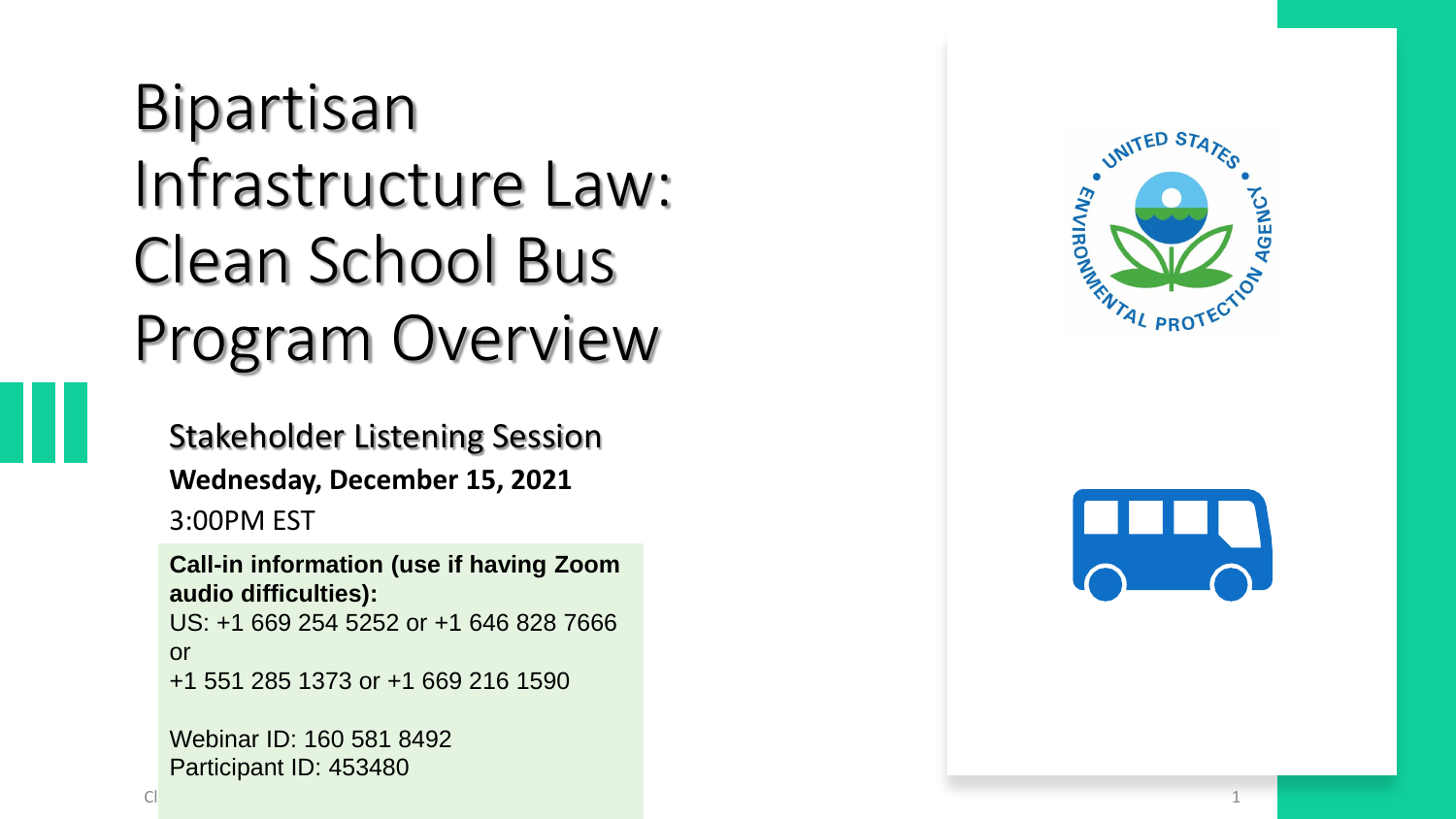# Bipartisan Infrastructure Law: Clean School Bus Program Overview

## Stakeholder Listening Session

**Wednesday, December 15, 2021**

3:00PM EST

**Call-in information (use if having Zoom audio difficulties):**
US: +1 669 254 5252 or +1 646 828 7666 or
+1 551 285 1373 or +1 669 216 1590

Webinar ID: 160 581 8492
Participant ID: 453480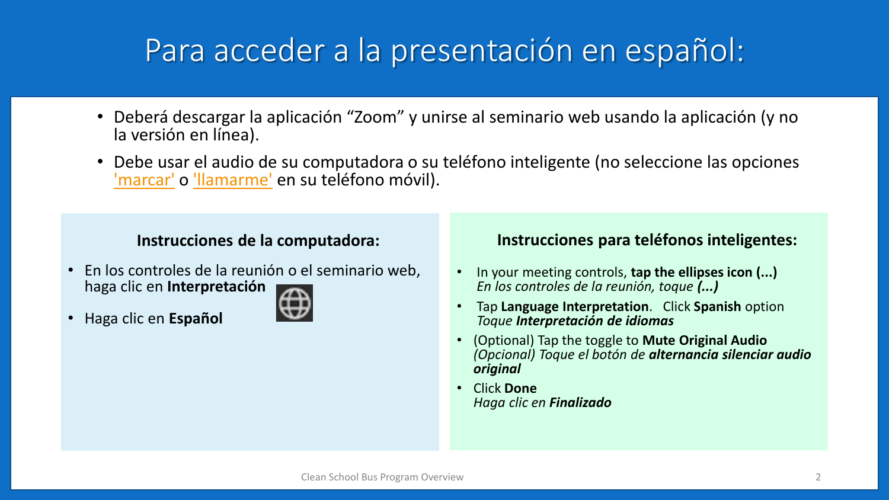# Para acceder a la presentación en español:

- Deberá descargar la aplicación "Zoom" y unirse al seminario web usando la aplicación (y no la versión en línea).
- Debe usar el audio de su computadora o su teléfono inteligente (no seleccione las opciones 'marcar' o 'llamarme' en su teléfono móvil).

### Instrucciones de la computadora:

- En los controles de la reunión o el seminario web, haga clic en **Interpretación**
- Haga clic en **Español**

### Instrucciones para teléfonos inteligentes:

- In your meeting controls, **tap the ellipses icon (...)**
  *En los controles de la reunión, toque* ***(...)***
- Tap **Language Interpretation**. Click **Spanish** option
  *Toque* ***Interpretación de idiomas***
- (Optional) Tap the toggle to **Mute Original Audio**
  *(Opcional) Toque el botón de* ***alternancia silenciar audio original***
- Click **Done**
  *Haga clic en* ***Finalizado***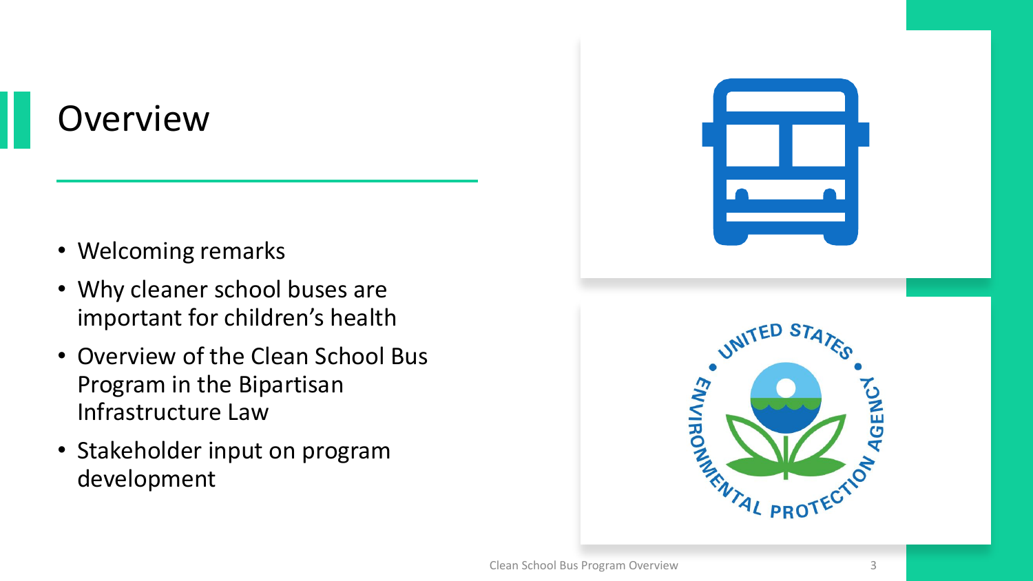# Overview

- Welcoming remarks
- Why cleaner school buses are important for children's health
- Overview of the Clean School Bus Program in the Bipartisan Infrastructure Law
- Stakeholder input on program development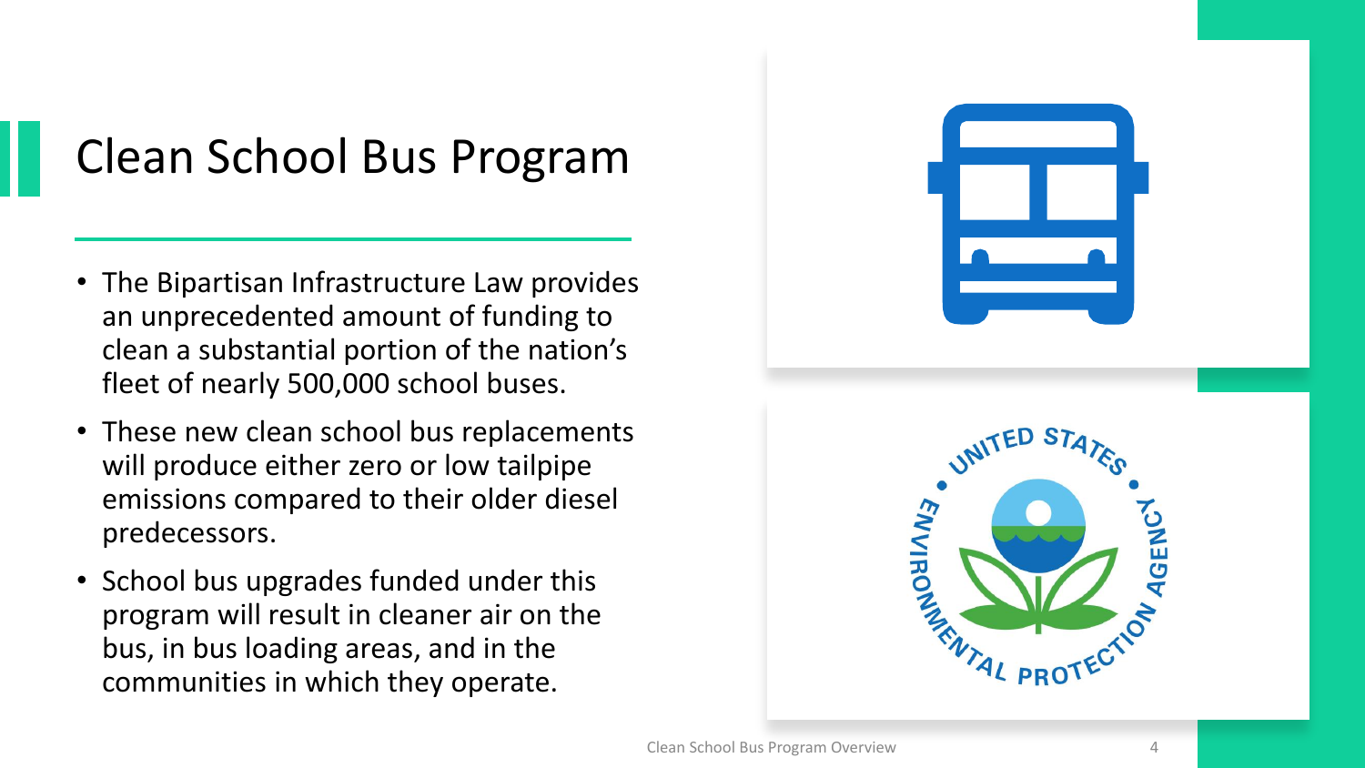# Clean School Bus Program

- The Bipartisan Infrastructure Law provides an unprecedented amount of funding to clean a substantial portion of the nation's fleet of nearly 500,000 school buses.
- These new clean school bus replacements will produce either zero or low tailpipe emissions compared to their older diesel predecessors.
- School bus upgrades funded under this program will result in cleaner air on the bus, in bus loading areas, and in the communities in which they operate.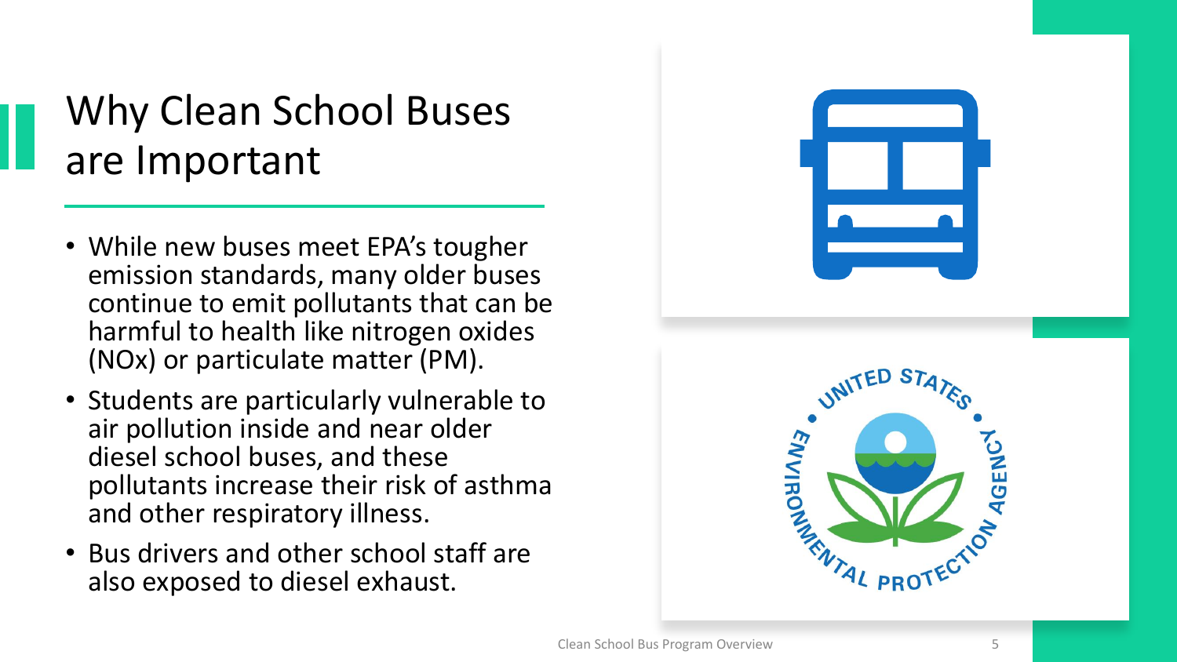# Why Clean School Buses are Important

- While new buses meet EPA's tougher emission standards, many older buses continue to emit pollutants that can be harmful to health like nitrogen oxides (NOx) or particulate matter (PM).
- Students are particularly vulnerable to air pollution inside and near older diesel school buses, and these pollutants increase their risk of asthma and other respiratory illness.
- Bus drivers and other school staff are also exposed to diesel exhaust.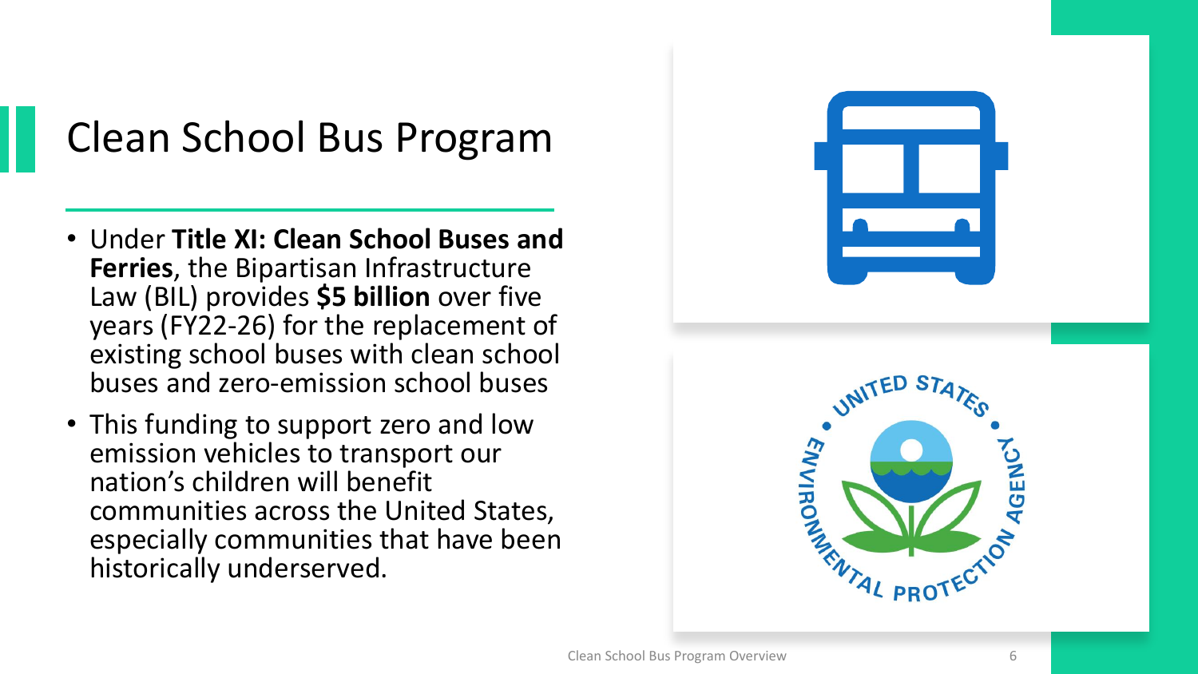# Clean School Bus Program

- Under **Title XI: Clean School Buses and Ferries**, the Bipartisan Infrastructure Law (BIL) provides **$5 billion** over five years (FY22-26) for the replacement of existing school buses with clean school buses and zero-emission school buses
- This funding to support zero and low emission vehicles to transport our nation's children will benefit communities across the United States, especially communities that have been historically underserved.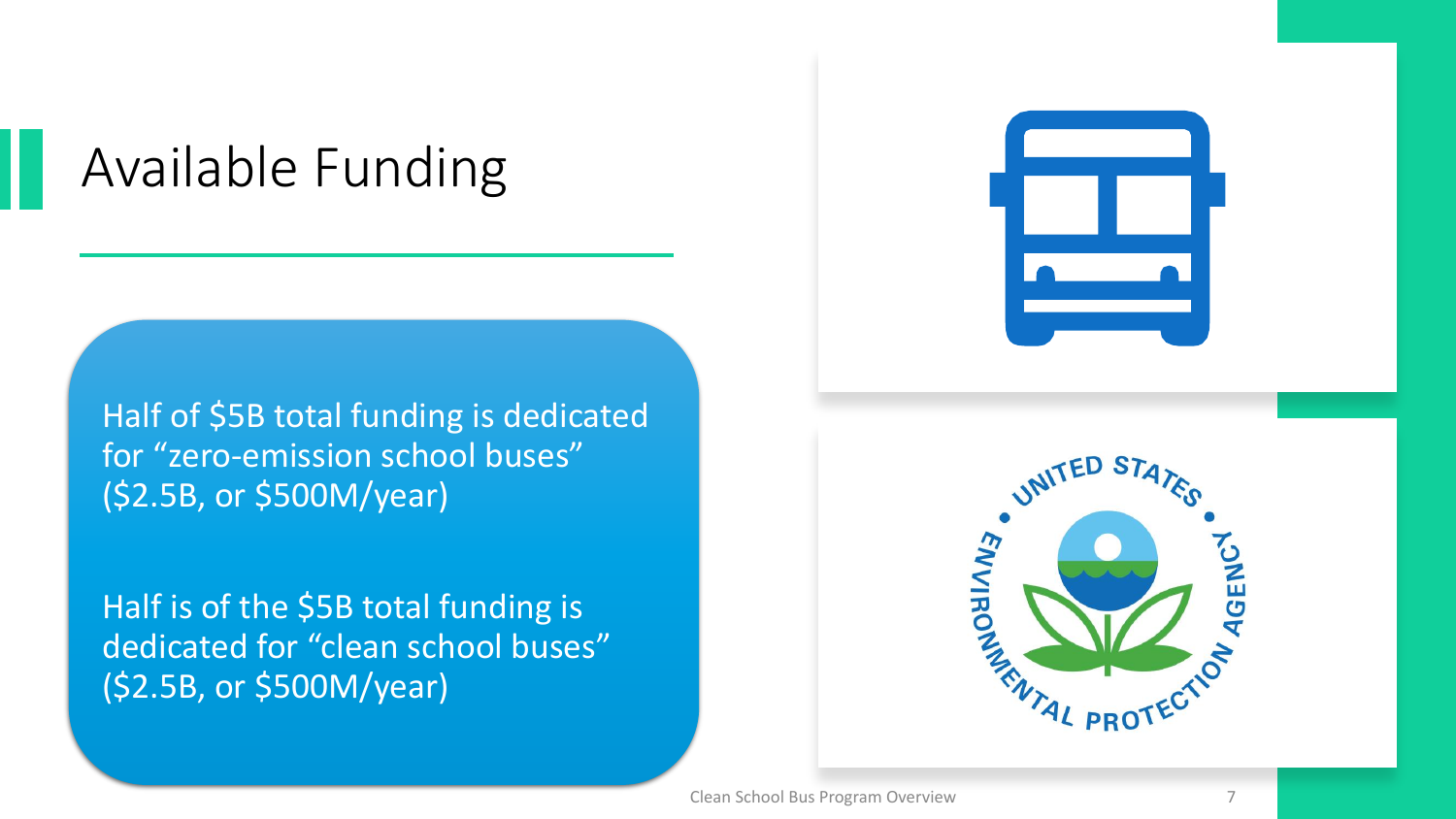# Available Funding

Half of $5B total funding is dedicated for “zero-emission school buses” ($2.5B, or $500M/year)

Half is of the $5B total funding is dedicated for “clean school buses” ($2.5B, or $500M/year)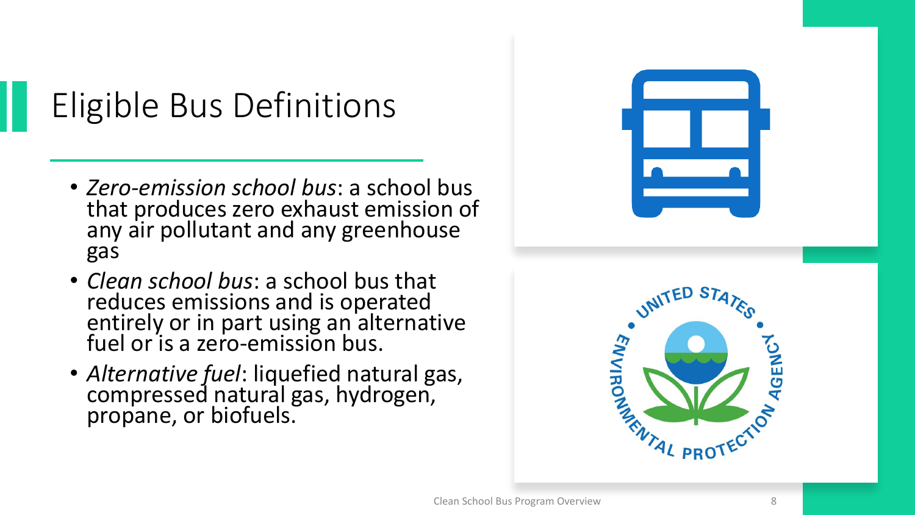# Eligible Bus Definitions

- *Zero-emission school bus*: a school bus that produces zero exhaust emission of any air pollutant and any greenhouse gas
- *Clean school bus*: a school bus that reduces emissions and is operated entirely or in part using an alternative fuel or is a zero-emission bus.
- *Alternative fuel*: liquefied natural gas, compressed natural gas, hydrogen, propane, or biofuels.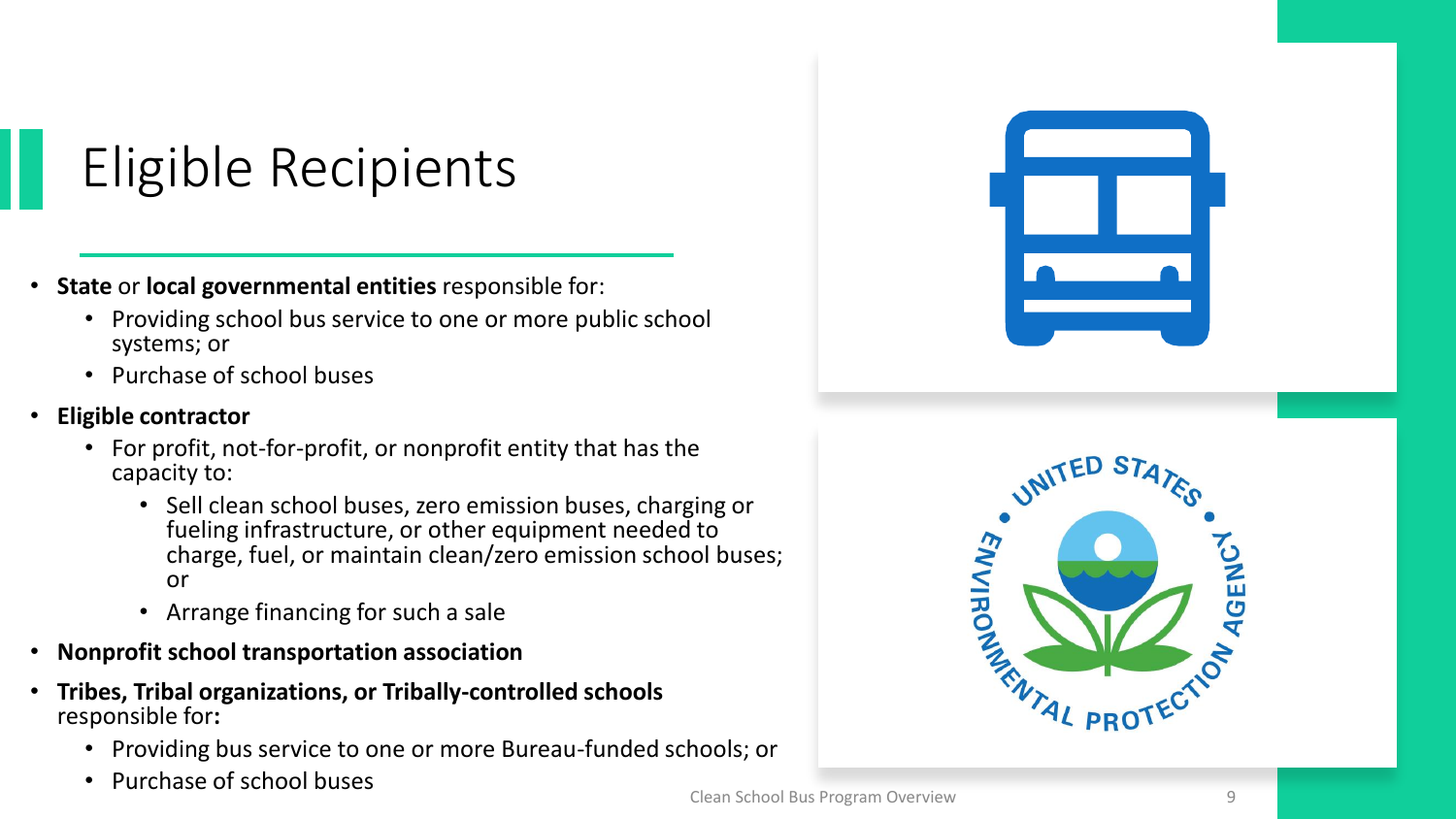# Eligible Recipients

- **State** or **local governmental entities** responsible for:
  - Providing school bus service to one or more public school systems; or
  - Purchase of school buses
- **Eligible contractor**
  - For profit, not-for-profit, or nonprofit entity that has the capacity to:
    - Sell clean school buses, zero emission buses, charging or fueling infrastructure, or other equipment needed to charge, fuel, or maintain clean/zero emission school buses; or
    - Arrange financing for such a sale
- **Nonprofit school transportation association**
- **Tribes, Tribal organizations, or Tribally-controlled schools** responsible for**:**
  - Providing bus service to one or more Bureau-funded schools; or
  - Purchase of school buses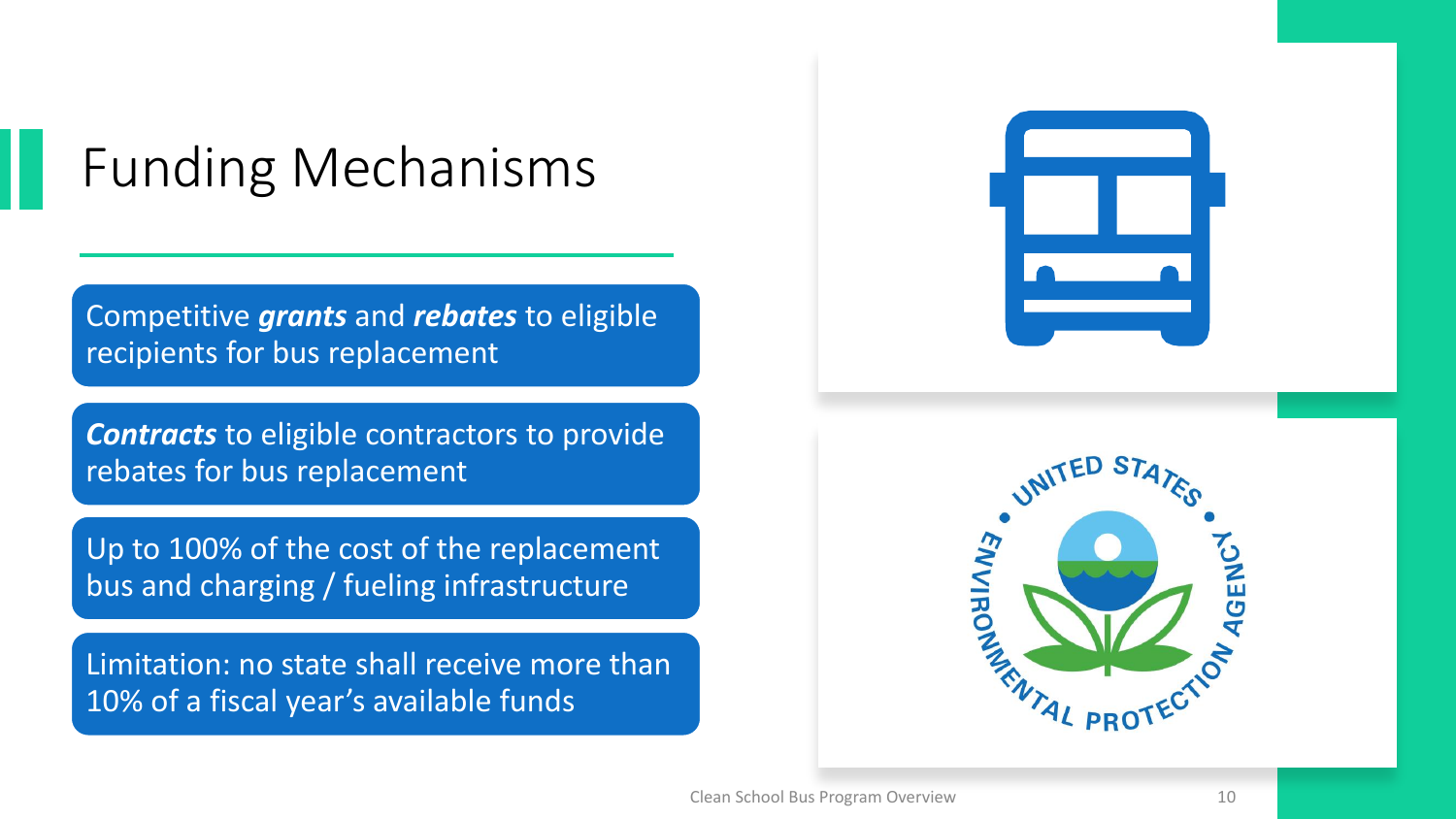# Funding Mechanisms

- Competitive ***grants*** and ***rebates*** to eligible recipients for bus replacement
- ***Contracts*** to eligible contractors to provide rebates for bus replacement
- Up to 100% of the cost of the replacement bus and charging / fueling infrastructure
- Limitation: no state shall receive more than 10% of a fiscal year's available funds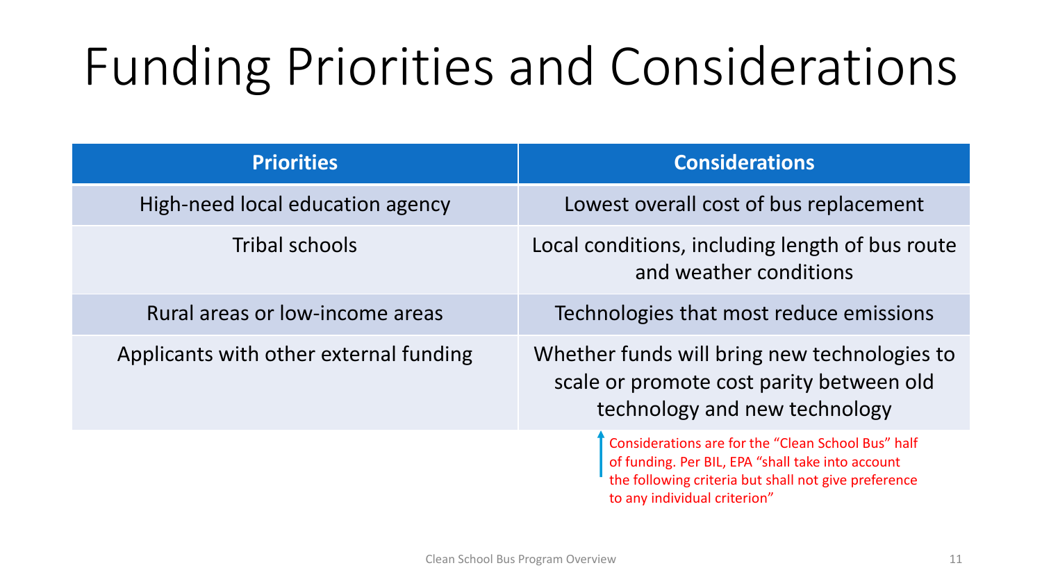# Funding Priorities and Considerations

| Priorities | Considerations |
|---|---|
| High-need local education agency | Lowest overall cost of bus replacement |
| Tribal schools | Local conditions, including length of bus route and weather conditions |
| Rural areas or low-income areas | Technologies that most reduce emissions |
| Applicants with other external funding | Whether funds will bring new technologies to scale or promote cost parity between old technology and new technology |

Considerations are for the "Clean School Bus" half of funding. Per BIL, EPA "shall take into account the following criteria but shall not give preference to any individual criterion"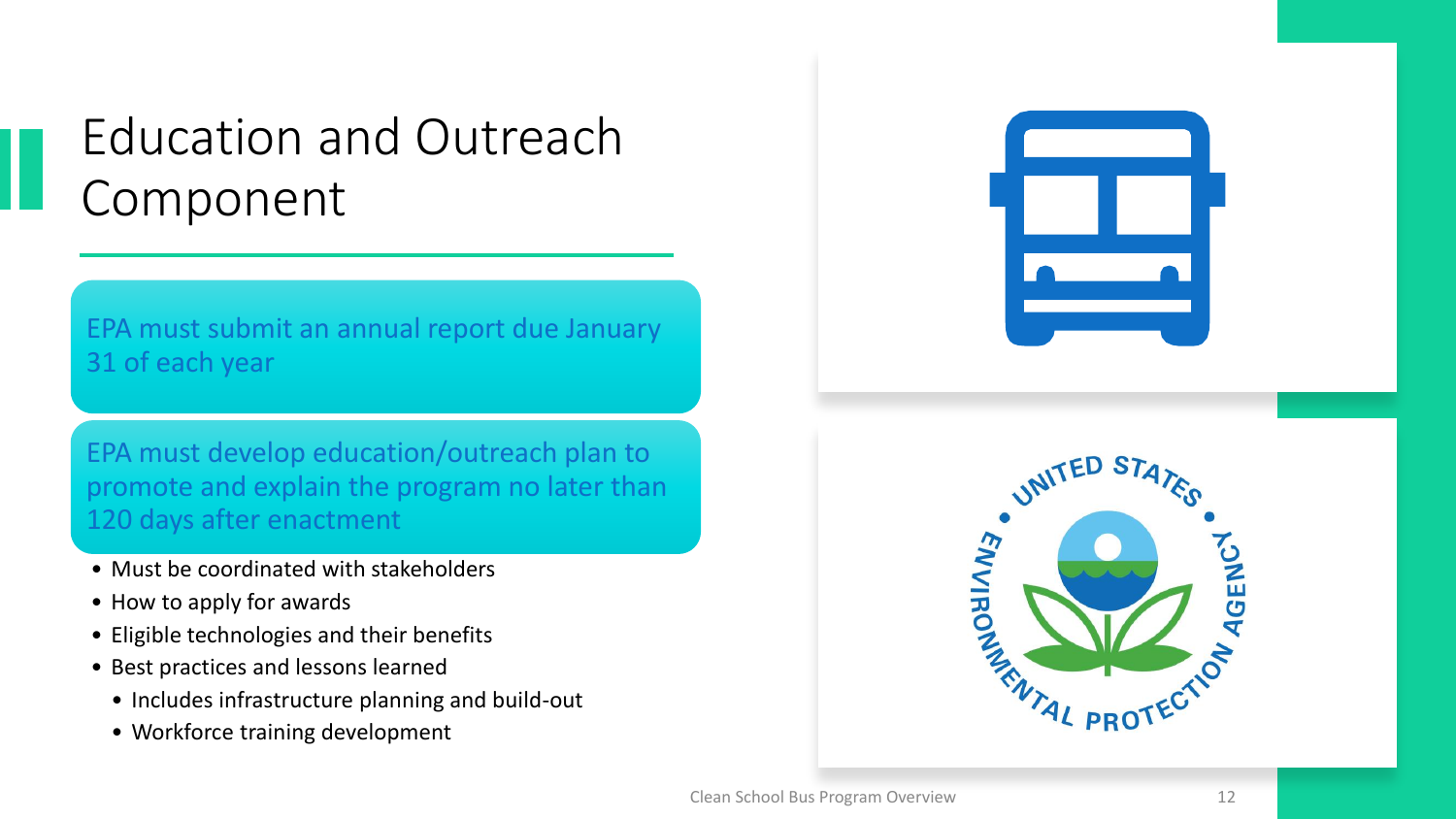# Education and Outreach Component

EPA must submit an annual report due January 31 of each year

EPA must develop education/outreach plan to promote and explain the program no later than 120 days after enactment

- Must be coordinated with stakeholders
- How to apply for awards
- Eligible technologies and their benefits
- Best practices and lessons learned
  - Includes infrastructure planning and build-out
  - Workforce training development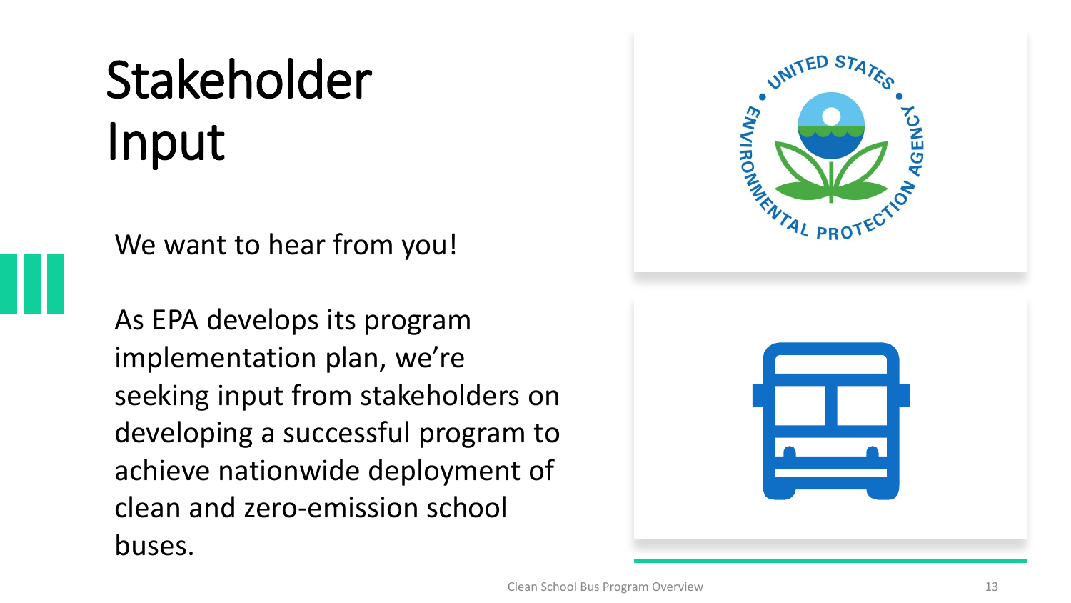# Stakeholder Input

We want to hear from you!

As EPA develops its program implementation plan, we're seeking input from stakeholders on developing a successful program to achieve nationwide deployment of clean and zero-emission school buses.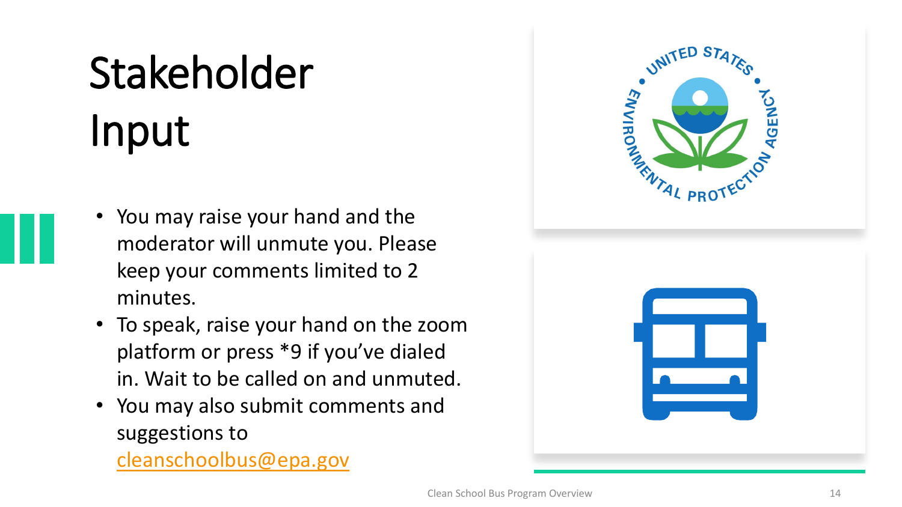# Stakeholder Input

- You may raise your hand and the moderator will unmute you. Please keep your comments limited to 2 minutes.
- To speak, raise your hand on the zoom platform or press *9 if you've dialed in. Wait to be called on and unmuted.
- You may also submit comments and suggestions to cleanschoolbus@epa.gov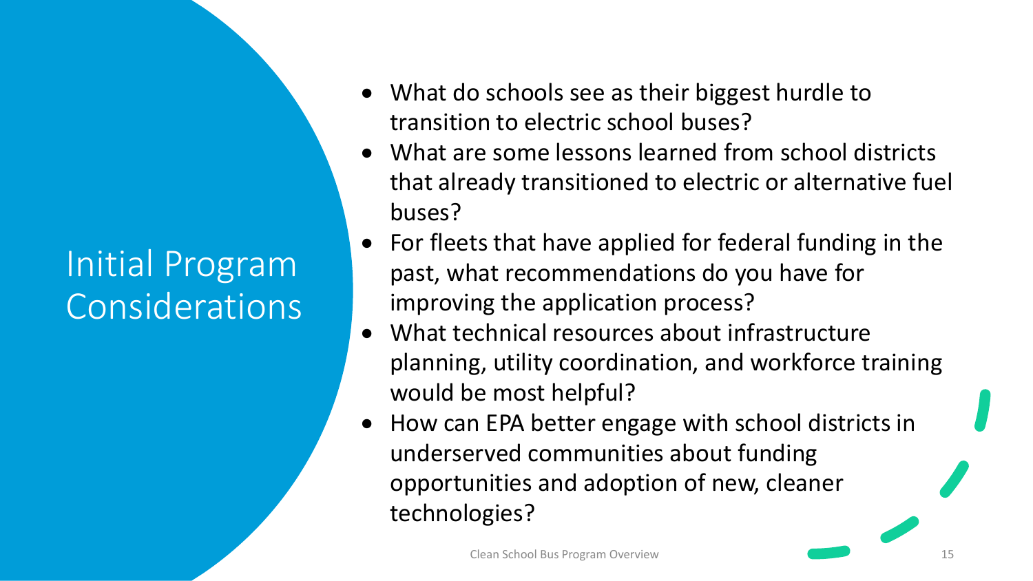# Initial Program Considerations

- What do schools see as their biggest hurdle to transition to electric school buses?
- What are some lessons learned from school districts that already transitioned to electric or alternative fuel buses?
- For fleets that have applied for federal funding in the past, what recommendations do you have for improving the application process?
- What technical resources about infrastructure planning, utility coordination, and workforce training would be most helpful?
- How can EPA better engage with school districts in underserved communities about funding opportunities and adoption of new, cleaner technologies?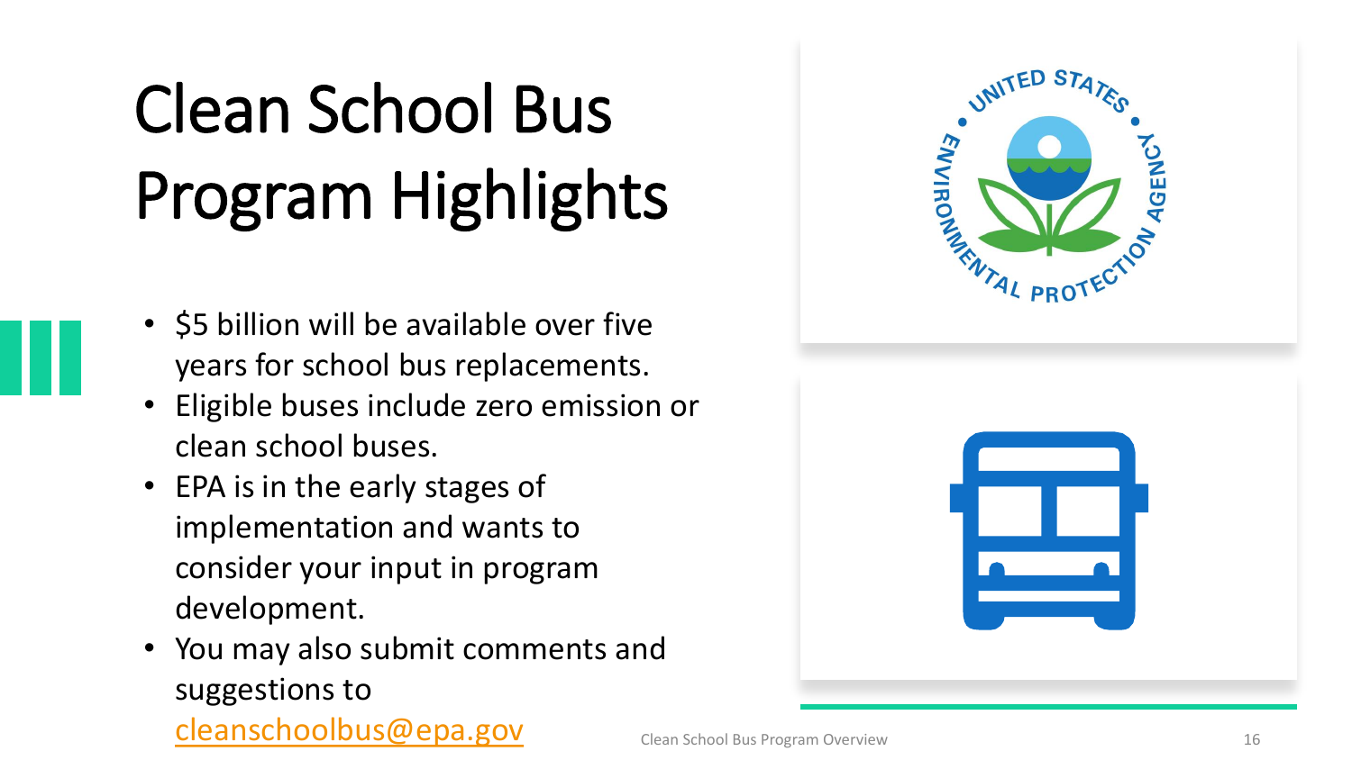# Clean School Bus Program Highlights

- $5 billion will be available over five years for school bus replacements.
- Eligible buses include zero emission or clean school buses.
- EPA is in the early stages of implementation and wants to consider your input in program development.
- You may also submit comments and suggestions to cleanschoolbus@epa.gov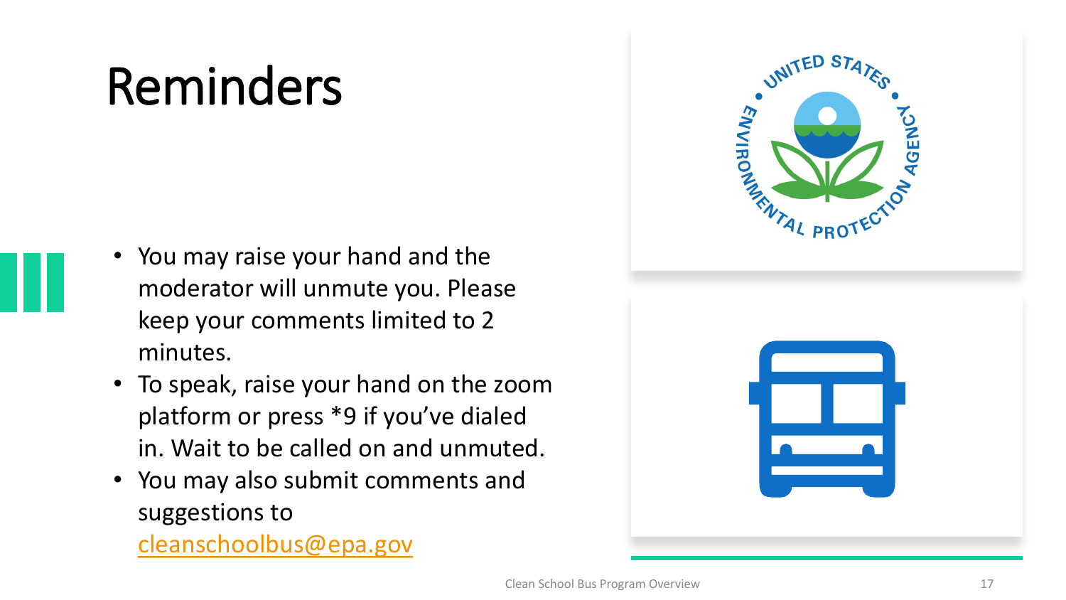# Reminders

- You may raise your hand and the moderator will unmute you. Please keep your comments limited to 2 minutes.
- To speak, raise your hand on the zoom platform or press *9 if you've dialed in. Wait to be called on and unmuted.
- You may also submit comments and suggestions to [cleanschoolbus@epa.gov](mailto:cleanschoolbus@epa.gov)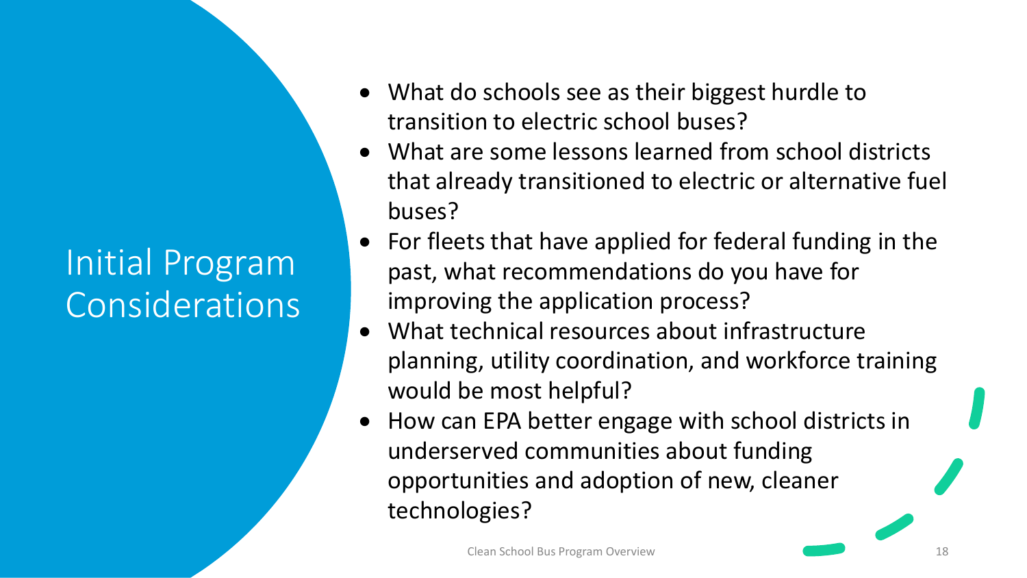# Initial Program Considerations

- What do schools see as their biggest hurdle to transition to electric school buses?
- What are some lessons learned from school districts that already transitioned to electric or alternative fuel buses?
- For fleets that have applied for federal funding in the past, what recommendations do you have for improving the application process?
- What technical resources about infrastructure planning, utility coordination, and workforce training would be most helpful?
- How can EPA better engage with school districts in underserved communities about funding opportunities and adoption of new, cleaner technologies?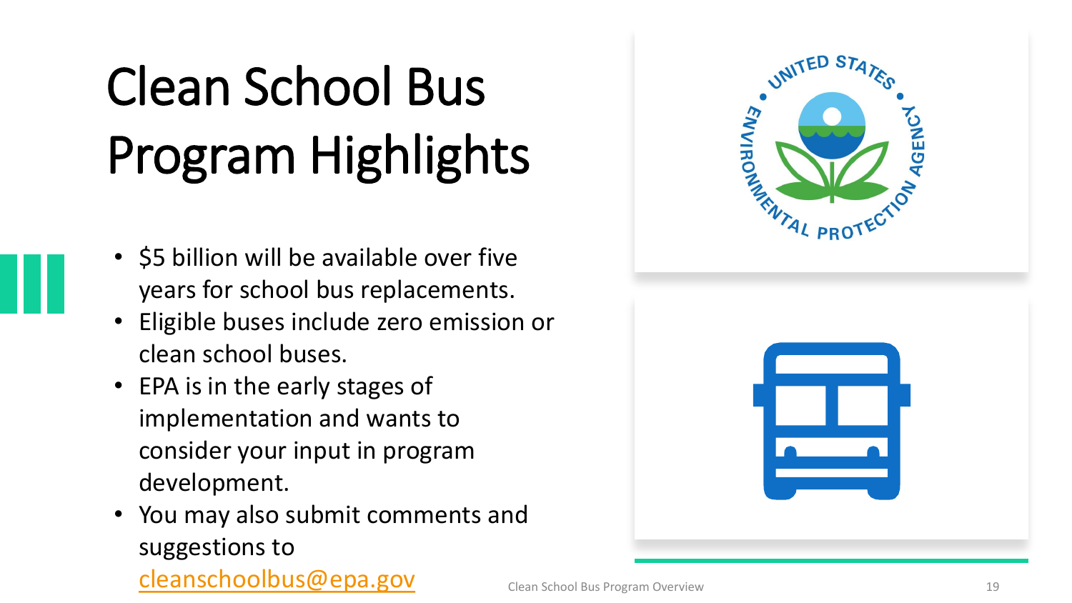# Clean School Bus Program Highlights

- $5 billion will be available over five years for school bus replacements.
- Eligible buses include zero emission or clean school buses.
- EPA is in the early stages of implementation and wants to consider your input in program development.
- You may also submit comments and suggestions to [cleanschoolbus@epa.gov](mailto:cleanschoolbus@epa.gov)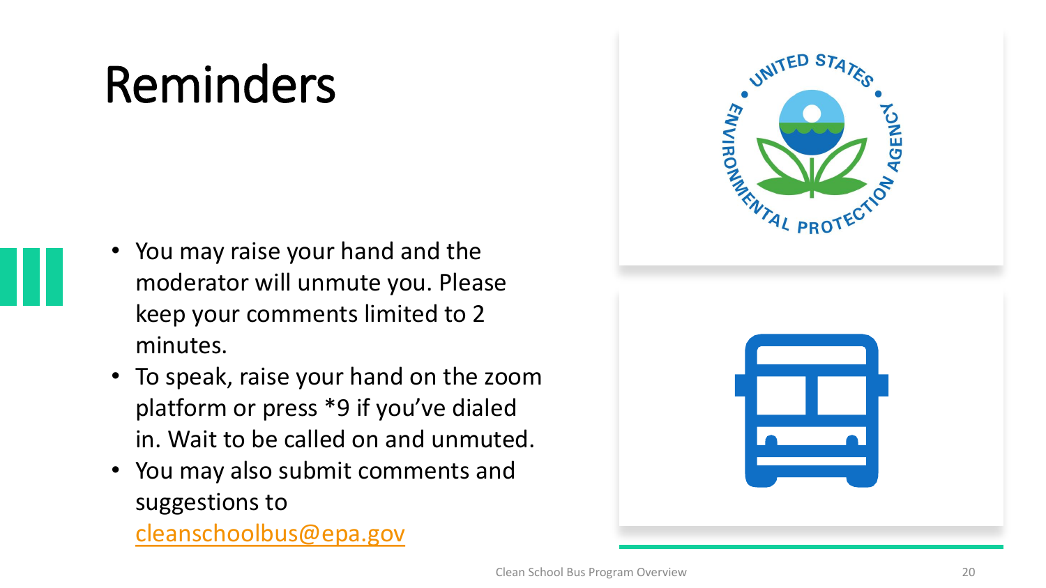# Reminders

- You may raise your hand and the moderator will unmute you. Please keep your comments limited to 2 minutes.
- To speak, raise your hand on the zoom platform or press *9 if you've dialed in. Wait to be called on and unmuted.
- You may also submit comments and suggestions to cleanschoolbus@epa.gov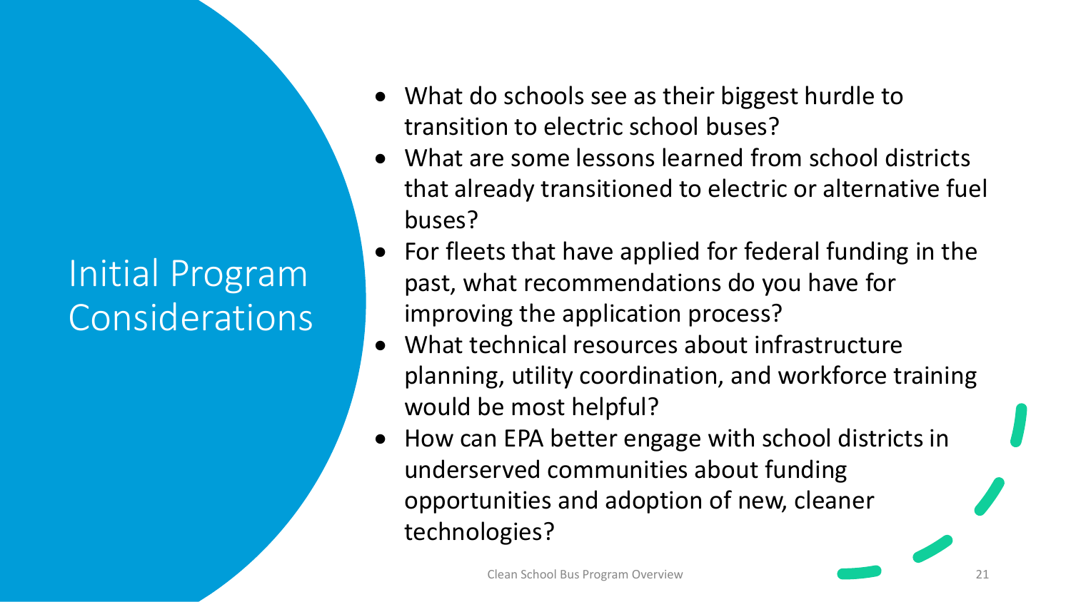# Initial Program Considerations

- What do schools see as their biggest hurdle to transition to electric school buses?
- What are some lessons learned from school districts that already transitioned to electric or alternative fuel buses?
- For fleets that have applied for federal funding in the past, what recommendations do you have for improving the application process?
- What technical resources about infrastructure planning, utility coordination, and workforce training would be most helpful?
- How can EPA better engage with school districts in underserved communities about funding opportunities and adoption of new, cleaner technologies?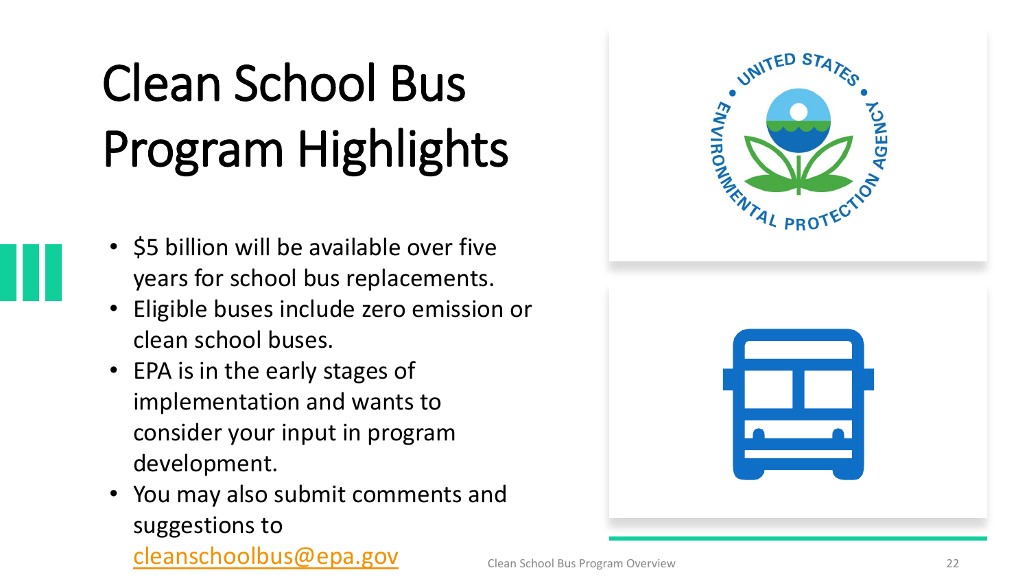# Clean School Bus Program Highlights

- $5 billion will be available over five years for school bus replacements.
- Eligible buses include zero emission or clean school buses.
- EPA is in the early stages of implementation and wants to consider your input in program development.
- You may also submit comments and suggestions to cleanschoolbus@epa.gov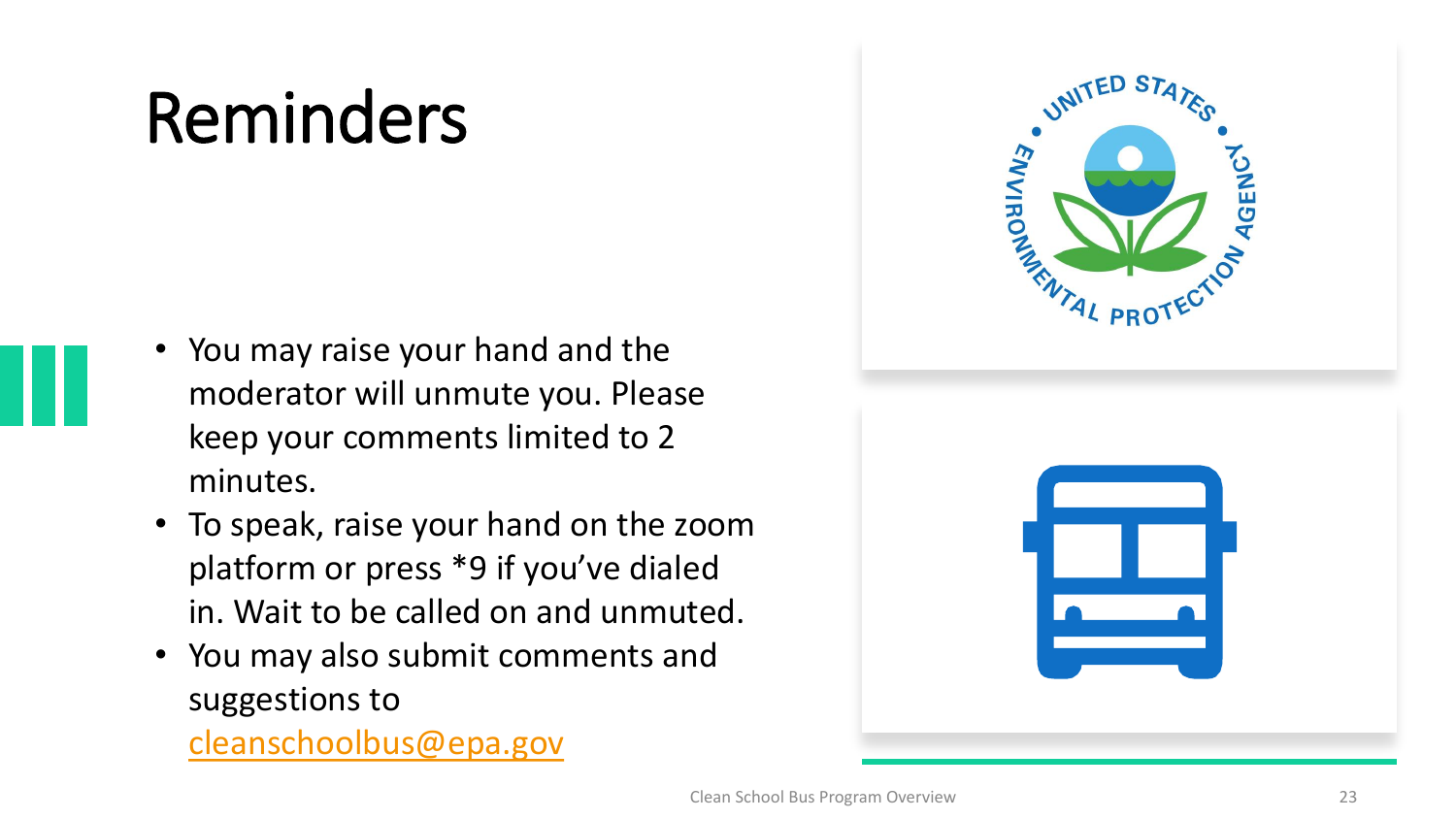# Reminders

- You may raise your hand and the moderator will unmute you. Please keep your comments limited to 2 minutes.
- To speak, raise your hand on the zoom platform or press *9 if you've dialed in. Wait to be called on and unmuted.
- You may also submit comments and suggestions to [cleanschoolbus@epa.gov](mailto:cleanschoolbus@epa.gov)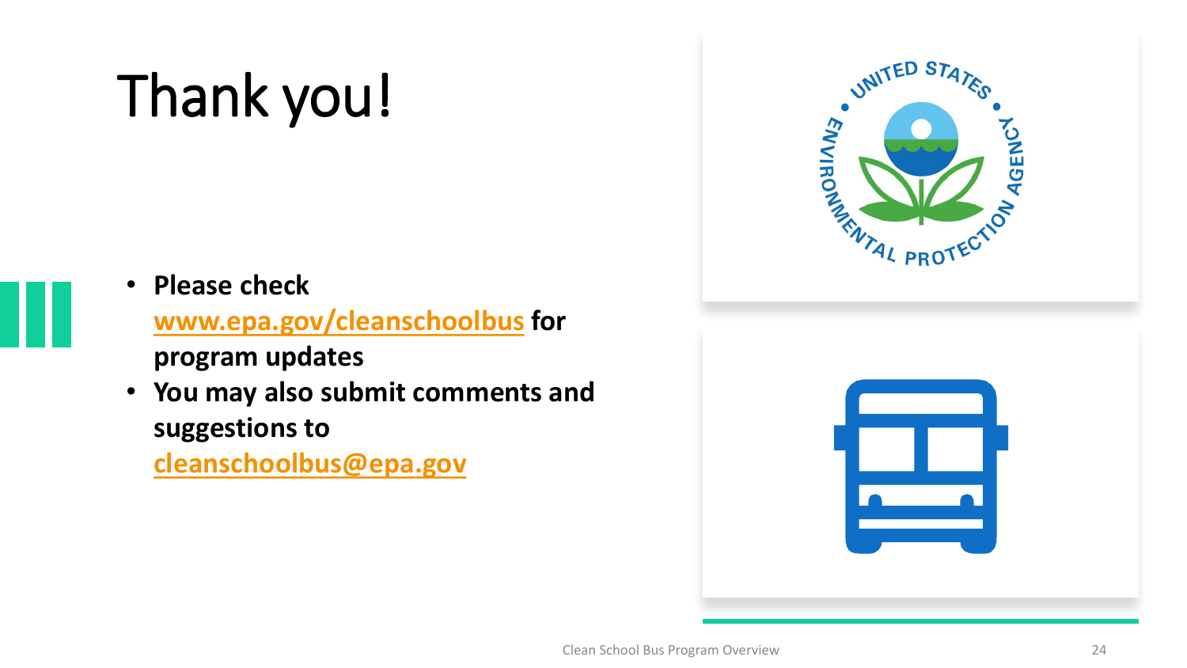# Thank you!

- **Please check [www.epa.gov/cleanschoolbus](http://www.epa.gov/cleanschoolbus) for program updates**
- **You may also submit comments and suggestions to [cleanschoolbus@epa.gov](mailto:cleanschoolbus@epa.gov)**